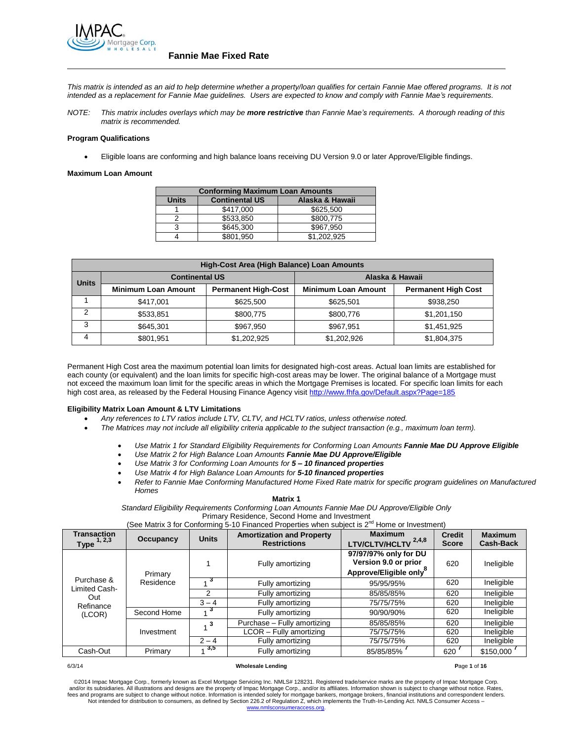# Fannie Mae Fixed Rate

*This matrix is intended as an aid to help determine whether a property/loan qualifies for certain Fannie Mae offered programs. It is not intended as a replacement for Fannie Mae guidelines. Users are expected to know and comply with Fannie Mae's requirements.*

*NOTE: This matrix includes overlays which may be **more restrictive** than Fannie Mae's requirements. A thorough reading of this matrix is recommended.*

**Program Qualifications**

- Eligible loans are conforming and high balance loans receiving DU Version 9.0 or later Approve/Eligible findings.

**Maximum Loan Amount**

| Conforming Maximum Loan Amounts | | |
|---|---|---|
| **Units** | **Continental US** | **Alaska & Hawaii** |
| 1 | $417,000 | $625,500 |
| 2 | $533,850 | $800,775 |
| 3 | $645,300 | $967,950 |
| 4 | $801,950 | $1,202,925 |

| High-Cost Area (High Balance) Loan Amounts | | | | |
|---|---|---|---|---|
| **Units** | **Continental US** | | **Alaska & Hawaii** | |
| | **Minimum Loan Amount** | **Permanent High-Cost** | **Minimum Loan Amount** | **Permanent High Cost** |
| 1 | $417,001 | $625,500 | $625,501 | $938,250 |
| 2 | $533,851 | $800,775 | $800,776 | $1,201,150 |
| 3 | $645,301 | $967,950 | $967,951 | $1,451,925 |
| 4 | $801,951 | $1,202,925 | $1,202,926 | $1,804,375 |

Permanent High Cost area the maximum potential loan limits for designated high-cost areas. Actual loan limits are established for each county (or equivalent) and the loan limits for specific high-cost areas may be lower. The original balance of a Mortgage must not exceed the maximum loan limit for the specific areas in which the Mortgage Premises is located. For specific loan limits for each high cost area, as released by the Federal Housing Finance Agency visit http://www.fhfa.gov/Default.aspx?Page=185

**Eligibility Matrix Loan Amount & LTV Limitations**

- *Any references to LTV ratios include LTV, CLTV, and HCLTV ratios, unless otherwise noted.*
- *The Matrices may not include all eligibility criteria applicable to the subject transaction (e.g., maximum loan term).*

  - *Use Matrix 1 for Standard Eligibility Requirements for Conforming Loan Amounts **Fannie Mae DU Approve Eligible***
  - *Use Matrix 2 for High Balance Loan Amounts **Fannie Mae DU Approve/Eligible***
  - *Use Matrix 3 for Conforming Loan Amounts for **5 – 10 financed properties***
  - *Use Matrix 4 for High Balance Loan Amounts for **5-10 financed properties***
  - *Refer to Fannie Mae Conforming Manufactured Home Fixed Rate matrix for specific program guidelines on Manufactured Homes*

**Matrix 1**

*Standard Eligibility Requirements Conforming Loan Amounts Fannie Mae DU Approve/Eligible Only*

Primary Residence, Second Home and Investment

(See Matrix 3 for Conforming 5-10 Financed Properties when subject is 2nd Home or Investment)

| Transaction Type [1, 2,3] | Occupancy | Units | Amortization and Property Restrictions | Maximum LTV/CLTV/HCLTV [2,4,8] | Credit Score | Maximum Cash-Back |
|---|---|---|---|---|---|---|
| Purchase & Limited Cash-Out Refinance (LCOR) | Primary Residence | 1 | Fully amortizing | **97/97/97% only for DU Version 9.0 or prior Approve/Eligible only[8]** | 620 | Ineligible |
| | | 1 [3] | Fully amortizing | 95/95/95% | 620 | Ineligible |
| | | 2 | Fully amortizing | 85/85/85% | 620 | Ineligible |
| | | 3 – 4 | Fully amortizing | 75/75/75% | 620 | Ineligible |
| | Second Home | 1 [3] | Fully amortizing | 90/90/90% | 620 | Ineligible |
| | Investment | 1 [3] | Purchase – Fully amortizing | 85/85/85% | 620 | Ineligible |
| | | | LCOR – Fully amortizing | 75/75/75% | 620 | Ineligible |
| | | 2 – 4 | Fully amortizing | 75/75/75% | 620 | Ineligible |
| Cash-Out | Primary | 1 [3,5] | Fully amortizing | 85/85/85% [7] | 620 [7] | $150,000 [7] |

©2014 Impac Mortgage Corp., formerly known as Excel Mortgage Servicing Inc. NMLS# 128231. Registered trade/service marks are the property of Impac Mortgage Corp. and/or its subsidiaries. All illustrations and designs are the property of Impac Mortgage Corp., and/or its affiliates. Information shown is subject to change without notice. Rates, fees and programs are subject to change without notice. Information is intended solely for mortgage bankers, mortgage brokers, financial institutions and correspondent lenders. Not intended for distribution to consumers, as defined by Section 226.2 of Regulation Z, which implements the Truth-In-Lending Act. NMLS Consumer Access – www.nmlsconsumeraccess.org.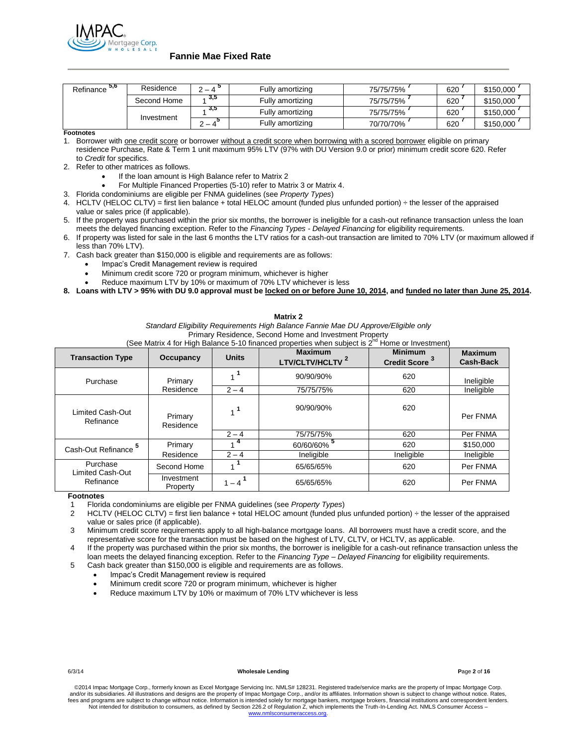# Fannie Mae Fixed Rate

| | | | | | | |
|---|---|---|---|---|---|---|
| Refinance [5,6] | Residence | 2 – 4 [5] | Fully amortizing | 75/75/75% [7] | 620 [7] | $150,000 [7] |
| | Second Home | 1 [3,5] | Fully amortizing | 75/75/75% [7] | 620 [7] | $150,000 [7] |
| | Investment | 1 [3,5] | Fully amortizing | 75/75/75% [7] | 620 [7] | $150,000 [7] |
| | | 2 – 4 [5] | Fully amortizing | 70/70/70% [7] | 620 [7] | $150,000 [7] |

**Footnotes**

1. Borrower with one credit score or borrower without a credit score when borrowing with a scored borrower eligible on primary residence Purchase, Rate & Term 1 unit maximum 95% LTV (97% with DU Version 9.0 or prior) minimum credit score 620. Refer to *Credit* for specifics.
2. Refer to other matrices as follows.
   - If the loan amount is High Balance refer to Matrix 2
   - For Multiple Financed Properties (5-10) refer to Matrix 3 or Matrix 4.
3. Florida condominiums are eligible per FNMA guidelines (see *Property Types*)
4. HCLTV (HELOC CLTV) = first lien balance + total HELOC amount (funded plus unfunded portion) ÷ the lesser of the appraised value or sales price (if applicable).
5. If the property was purchased within the prior six months, the borrower is ineligible for a cash-out refinance transaction unless the loan meets the delayed financing exception. Refer to the *Financing Types - Delayed Financing* for eligibility requirements.
6. If property was listed for sale in the last 6 months the LTV ratios for a cash-out transaction are limited to 70% LTV (or maximum allowed if less than 70% LTV).
7. Cash back greater than $150,000 is eligible and requirements are as follows:
   - Impac's Credit Management review is required
   - Minimum credit score 720 or program minimum, whichever is higher
   - Reduce maximum LTV by 10% or maximum of 70% LTV whichever is less
8. **Loans with LTV > 95% with DU 9.0 approval must be locked on or before June 10, 2014, and funded no later than June 25, 2014.**

**Matrix 2**

*Standard Eligibility Requirements High Balance Fannie Mae DU Approve/Eligible only*

Primary Residence, Second Home and Investment Property

(See Matrix 4 for High Balance 5-10 financed properties when subject is 2nd Home or Investment)

| Transaction Type | Occupancy | Units | Maximum LTV/CLTV/HCLTV [2] | Minimum Credit Score [3] | Maximum Cash-Back |
|---|---|---|---|---|---|
| Purchase | Primary Residence | 1 [1] | 90/90/90% | 620 | Ineligible |
| | | 2 – 4 | 75/75/75% | 620 | Ineligible |
| Limited Cash-Out Refinance | Primary Residence | 1 [1] | 90/90/90% | 620 | Per FNMA |
| | | 2 – 4 | 75/75/75% | 620 | Per FNMA |
| Cash-Out Refinance [5] | Primary Residence | 1 [4] | 60/60/60% [5] | 620 | $150,000 |
| | | 2 – 4 | Ineligible | Ineligible | Ineligible |
| Purchase Limited Cash-Out Refinance | Second Home | 1 [1] | 65/65/65% | 620 | Per FNMA |
| | Investment Property | 1 – 4 [1] | 65/65/65% | 620 | Per FNMA |

**Footnotes**

1. Florida condominiums are eligible per FNMA guidelines (see *Property Types*)
2. HCLTV (HELOC CLTV) = first lien balance + total HELOC amount (funded plus unfunded portion) ÷ the lesser of the appraised value or sales price (if applicable).
3. Minimum credit score requirements apply to all high-balance mortgage loans. All borrowers must have a credit score, and the representative score for the transaction must be based on the highest of LTV, CLTV, or HCLTV, as applicable.
4. If the property was purchased within the prior six months, the borrower is ineligible for a cash-out refinance transaction unless the loan meets the delayed financing exception. Refer to the *Financing Type – Delayed Financing* for eligibility requirements.
5. Cash back greater than $150,000 is eligible and requirements are as follows.
   - Impac's Credit Management review is required
   - Minimum credit score 720 or program minimum, whichever is higher
   - Reduce maximum LTV by 10% or maximum of 70% LTV whichever is less

©2014 Impac Mortgage Corp., formerly known as Excel Mortgage Servicing Inc. NMLS# 128231. Registered trade/service marks are the property of Impac Mortgage Corp. and/or its subsidiaries. All illustrations and designs are the property of Impac Mortgage Corp., and/or its affiliates. Information shown is subject to change without notice. Rates, fees and programs are subject to change without notice. Information is intended solely for mortgage bankers, mortgage brokers, financial institutions and correspondent lenders. Not intended for distribution to consumers, as defined by Section 226.2 of Regulation Z, which implements the Truth-In-Lending Act. NMLS Consumer Access – www.nmlsconsumeraccess.org.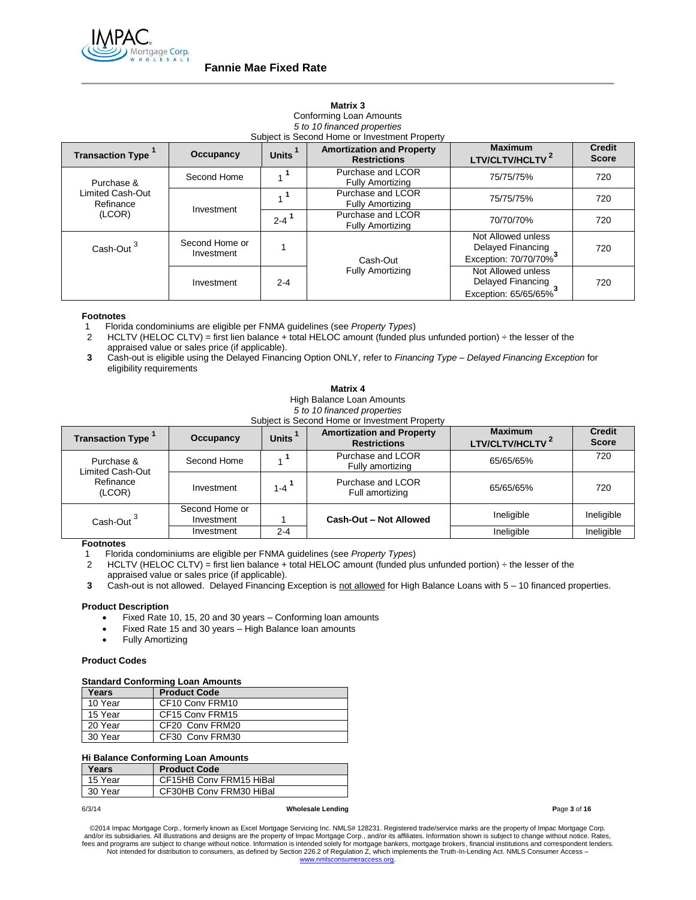## Fannie Mae Fixed Rate

**Matrix 3**
Conforming Loan Amounts
*5 to 10 financed properties*
Subject is Second Home or Investment Property

| Transaction Type [1] | Occupancy | Units [1] | Amortization and Property Restrictions | Maximum LTV/CLTV/HCLTV [2] | Credit Score |
|---|---|---|---|---|---|
| Purchase & Limited Cash-Out Refinance (LCOR) | Second Home | 1 [1] | Purchase and LCOR Fully Amortizing | 75/75/75% | 720 |
| | Investment | 1 [1] | Purchase and LCOR Fully Amortizing | 75/75/75% | 720 |
| | | 2-4 [1] | Purchase and LCOR Fully Amortizing | 70/70/70% | 720 |
| Cash-Out [3] | Second Home or Investment | 1 | Cash-Out Fully Amortizing | Not Allowed unless Delayed Financing Exception: 70/70/70% [3] | 720 |
| | Investment | 2-4 | | Not Allowed unless Delayed Financing Exception: 65/65/65% [3] | 720 |

**Footnotes**

1. Florida condominiums are eligible per FNMA guidelines (see *Property Types*)
2. HCLTV (HELOC CLTV) = first lien balance + total HELOC amount (funded plus unfunded portion) ÷ the lesser of the appraised value or sales price (if applicable).
3. Cash-out is eligible using the Delayed Financing Option ONLY, refer to *Financing Type – Delayed Financing Exception* for eligibility requirements

**Matrix 4**
High Balance Loan Amounts
*5 to 10 financed properties*
Subject is Second Home or Investment Property

| Transaction Type [1] | Occupancy | Units [1] | Amortization and Property Restrictions | Maximum LTV/CLTV/HCLTV [2] | Credit Score |
|---|---|---|---|---|---|
| Purchase & Limited Cash-Out Refinance (LCOR) | Second Home | 1 [1] | Purchase and LCOR Fully amortizing | 65/65/65% | 720 |
| | Investment | 1-4 [1] | Purchase and LCOR Full amortizing | 65/65/65% | 720 |
| Cash-Out [3] | Second Home or Investment | 1 | **Cash-Out – Not Allowed** | Ineligible | Ineligible |
| | Investment | 2-4 | | Ineligible | Ineligible |

**Footnotes**

1. Florida condominiums are eligible per FNMA guidelines (see *Property Types*)
2. HCLTV (HELOC CLTV) = first lien balance + total HELOC amount (funded plus unfunded portion) ÷ the lesser of the appraised value or sales price (if applicable).
3. Cash-out is not allowed. Delayed Financing Exception is not allowed for High Balance Loans with 5 – 10 financed properties.

**Product Description**

- Fixed Rate 10, 15, 20 and 30 years – Conforming loan amounts
- Fixed Rate 15 and 30 years – High Balance loan amounts
- Fully Amortizing

**Product Codes**

**Standard Conforming Loan Amounts**

| Years | Product Code |
|---|---|
| 10 Year | CF10 Conv FRM10 |
| 15 Year | CF15 Conv FRM15 |
| 20 Year | CF20 Conv FRM20 |
| 30 Year | CF30 Conv FRM30 |

**Hi Balance Conforming Loan Amounts**

| Years | Product Code |
|---|---|
| 15 Year | CF15HB Conv FRM15 HiBal |
| 30 Year | CF30HB Conv FRM30 HiBal |

6/3/14 **Wholesale Lending**

©2014 Impac Mortgage Corp., formerly known as Excel Mortgage Servicing Inc. NMLS# 128231. Registered trade/service marks are the property of Impac Mortgage Corp. and/or its subsidiaries. All illustrations and designs are the property of Impac Mortgage Corp., and/or its affiliates. Information shown is subject to change without notice. Rates, fees and programs are subject to change without notice. Information is intended solely for mortgage bankers, mortgage brokers, financial institutions and correspondent lenders. Not intended for distribution to consumers, as defined by Section 226.2 of Regulation Z, which implements the Truth-In-Lending Act. NMLS Consumer Access – www.nmlsconsumeraccess.org.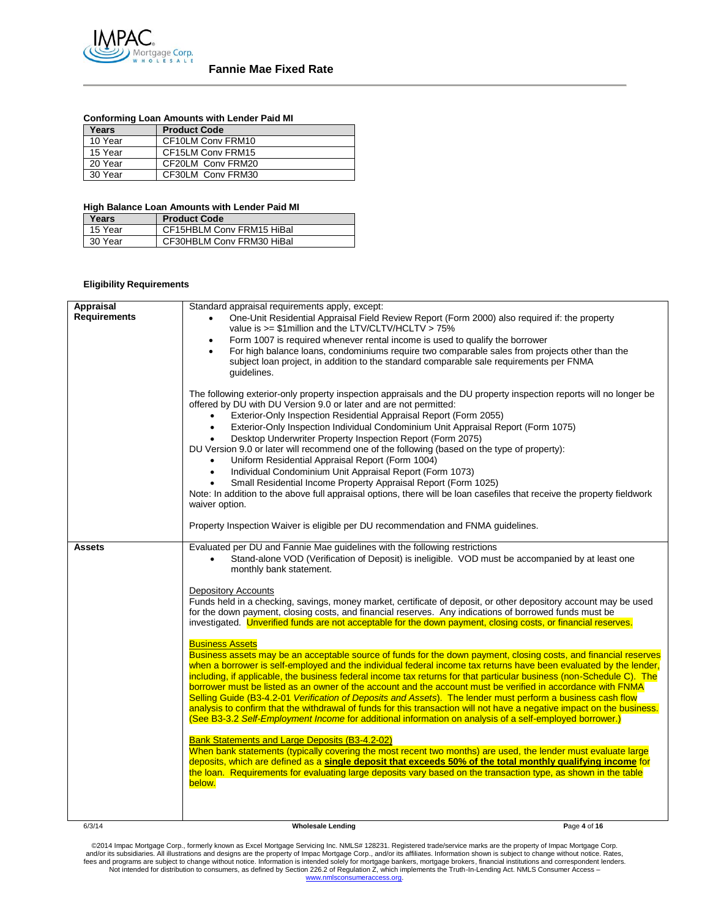## Fannie Mae Fixed Rate

**Conforming Loan Amounts with Lender Paid MI**

| Years | Product Code |
|---|---|
| 10 Year | CF10LM Conv FRM10 |
| 15 Year | CF15LM Conv FRM15 |
| 20 Year | CF20LM Conv FRM20 |
| 30 Year | CF30LM Conv FRM30 |

**High Balance Loan Amounts with Lender Paid MI**

| Years | Product Code |
|---|---|
| 15 Year | CF15HBLM Conv FRM15 HiBal |
| 30 Year | CF30HBLM Conv FRM30 HiBal |

**Eligibility Requirements**

| | |
|---|---|
| **Appraisal Requirements** | Standard appraisal requirements apply, except:<br>• One-Unit Residential Appraisal Field Review Report (Form 2000) also required if: the property value is >= $1million and the LTV/CLTV/HCLTV > 75%<br>• Form 1007 is required whenever rental income is used to qualify the borrower<br>• For high balance loans, condominiums require two comparable sales from projects other than the subject loan project, in addition to the standard comparable sale requirements per FNMA guidelines.<br><br>The following exterior-only property inspection appraisals and the DU property inspection reports will no longer be offered by DU with DU Version 9.0 or later and are not permitted:<br>• Exterior-Only Inspection Residential Appraisal Report (Form 2055)<br>• Exterior-Only Inspection Individual Condominium Unit Appraisal Report (Form 1075)<br>• Desktop Underwriter Property Inspection Report (Form 2075)<br>DU Version 9.0 or later will recommend one of the following (based on the type of property):<br>• Uniform Residential Appraisal Report (Form 1004)<br>• Individual Condominium Unit Appraisal Report (Form 1073)<br>• Small Residential Income Property Appraisal Report (Form 1025)<br>Note: In addition to the above full appraisal options, there will be loan casefiles that receive the property fieldwork waiver option.<br><br>Property Inspection Waiver is eligible per DU recommendation and FNMA guidelines. |
| **Assets** | Evaluated per DU and Fannie Mae guidelines with the following restrictions<br>• Stand-alone VOD (Verification of Deposit) is ineligible. VOD must be accompanied by at least one monthly bank statement.<br><br>Depository Accounts<br>Funds held in a checking, savings, money market, certificate of deposit, or other depository account may be used for the down payment, closing costs, and financial reserves. Any indications of borrowed funds must be investigated. Unverified funds are not acceptable for the down payment, closing costs, or financial reserves.<br><br>Business Assets<br>Business assets may be an acceptable source of funds for the down payment, closing costs, and financial reserves when a borrower is self-employed and the individual federal income tax returns have been evaluated by the lender, including, if applicable, the business federal income tax returns for that particular business (non-Schedule C). The borrower must be listed as an owner of the account and the account must be verified in accordance with FNMA Selling Guide (B3-4.2-01 *Verification of Deposits and Assets*). The lender must perform a business cash flow analysis to confirm that the withdrawal of funds for this transaction will not have a negative impact on the business. (See B3-3.2 *Self-Employment Income* for additional information on analysis of a self-employed borrower.)<br><br>Bank Statements and Large Deposits (B3-4.2-02)<br>When bank statements (typically covering the most recent two months) are used, the lender must evaluate large deposits, which are defined as a **single deposit that exceeds 50% of the total monthly qualifying income** for the loan. Requirements for evaluating large deposits vary based on the transaction type, as shown in the table below. |

6/3/14 Wholesale Lending

©2014 Impac Mortgage Corp., formerly known as Excel Mortgage Servicing Inc. NMLS# 128231. Registered trade/service marks are the property of Impac Mortgage Corp. and/or its subsidiaries. All illustrations and designs are the property of Impac Mortgage Corp., and/or its affiliates. Information shown is subject to change without notice. Rates, fees and programs are subject to change without notice. Information is intended solely for mortgage bankers, mortgage brokers, financial institutions and correspondent lenders. Not intended for distribution to consumers, as defined by Section 226.2 of Regulation Z, which implements the Truth-In-Lending Act. NMLS Consumer Access – www.nmlsconsumeraccess.org.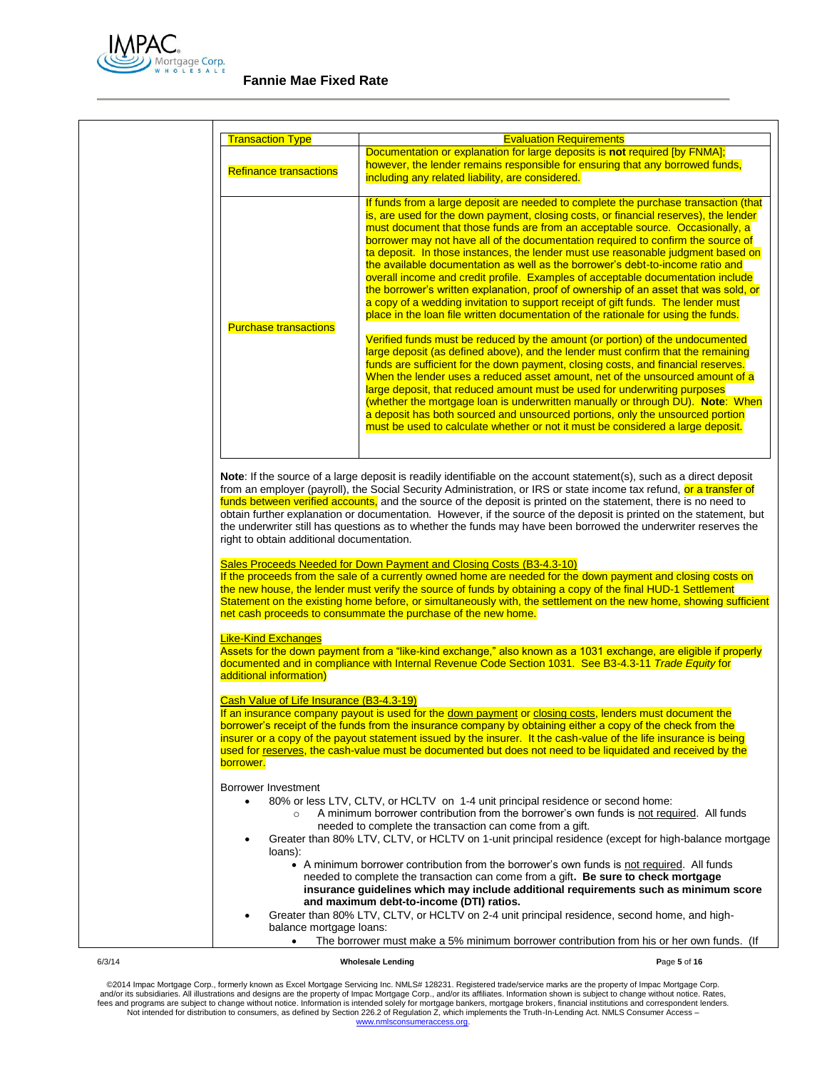| Transaction Type | Evaluation Requirements |
|---|---|
| Refinance transactions | Documentation or explanation for large deposits is **not** required [by FNMA]; however, the lender remains responsible for ensuring that any borrowed funds, including any related liability, are considered. |
| Purchase transactions | If funds from a large deposit are needed to complete the purchase transaction (that is, are used for the down payment, closing costs, or financial reserves), the lender must document that those funds are from an acceptable source. Occasionally, a borrower may not have all of the documentation required to confirm the source of ta deposit. In those instances, the lender must use reasonable judgment based on the available documentation as well as the borrower's debt-to-income ratio and overall income and credit profile. Examples of acceptable documentation include the borrower's written explanation, proof of ownership of an asset that was sold, or a copy of a wedding invitation to support receipt of gift funds. The lender must place in the loan file written documentation of the rationale for using the funds.<br><br>Verified funds must be reduced by the amount (or portion) of the undocumented large deposit (as defined above), and the lender must confirm that the remaining funds are sufficient for the down payment, closing costs, and financial reserves. When the lender uses a reduced asset amount, net of the unsourced amount of a large deposit, that reduced amount must be used for underwriting purposes (whether the mortgage loan is underwritten manually or through DU). **Note**: When a deposit has both sourced and unsourced portions, only the unsourced portion must be used to calculate whether or not it must be considered a large deposit. |

**Note**: If the source of a large deposit is readily identifiable on the account statement(s), such as a direct deposit from an employer (payroll), the Social Security Administration, or IRS or state income tax refund, or a transfer of funds between verified accounts, and the source of the deposit is printed on the statement, there is no need to obtain further explanation or documentation. However, if the source of the deposit is printed on the statement, but the underwriter still has questions as to whether the funds may have been borrowed the underwriter reserves the right to obtain additional documentation.

Sales Proceeds Needed for Down Payment and Closing Costs (B3-4.3-10)

If the proceeds from the sale of a currently owned home are needed for the down payment and closing costs on the new house, the lender must verify the source of funds by obtaining a copy of the final HUD-1 Settlement Statement on the existing home before, or simultaneously with, the settlement on the new home, showing sufficient net cash proceeds to consummate the purchase of the new home.

Like-Kind Exchanges

Assets for the down payment from a "like-kind exchange," also known as a 1031 exchange, are eligible if properly documented and in compliance with Internal Revenue Code Section 1031. See B3-4.3-11 *Trade Equity* for additional information)

Cash Value of Life Insurance (B3-4.3-19)

If an insurance company payout is used for the down payment or closing costs, lenders must document the borrower's receipt of the funds from the insurance company by obtaining either a copy of the check from the insurer or a copy of the payout statement issued by the insurer. It the cash-value of the life insurance is being used for reserves, the cash-value must be documented but does not need to be liquidated and received by the borrower.

Borrower Investment

- 80% or less LTV, CLTV, or HCLTV on 1-4 unit principal residence or second home:
  - A minimum borrower contribution from the borrower's own funds is not required. All funds needed to complete the transaction can come from a gift.
- Greater than 80% LTV, CLTV, or HCLTV on 1-unit principal residence (except for high-balance mortgage loans):
  - A minimum borrower contribution from the borrower's own funds is not required. All funds needed to complete the transaction can come from a gift. **Be sure to check mortgage insurance guidelines which may include additional requirements such as minimum score and maximum debt-to-income (DTI) ratios.**
- Greater than 80% LTV, CLTV, or HCLTV on 2-4 unit principal residence, second home, and high-balance mortgage loans:
  - The borrower must make a 5% minimum borrower contribution from his or her own funds. (If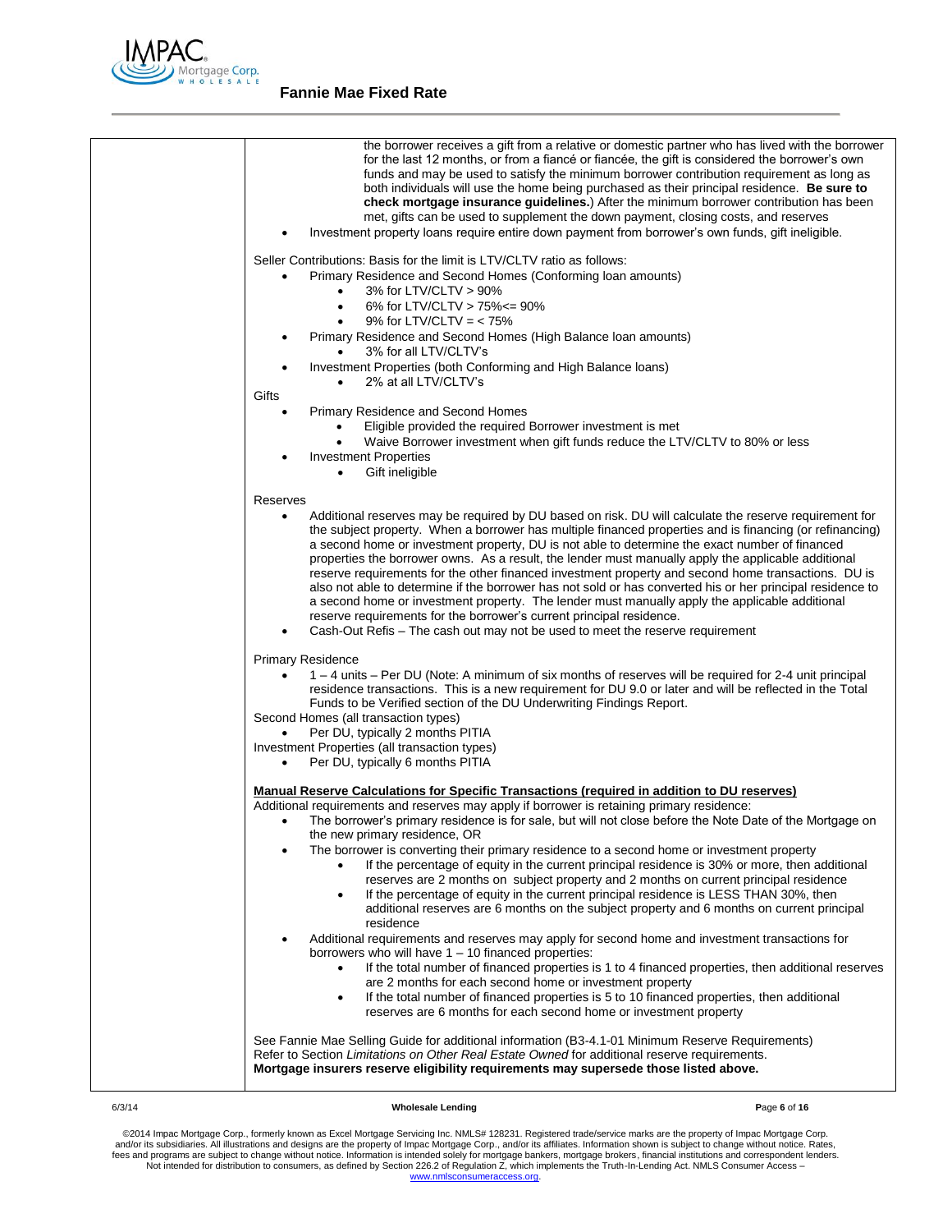the borrower receives a gift from a relative or domestic partner who has lived with the borrower for the last 12 months, or from a fiancé or fiancée, the gift is considered the borrower's own funds and may be used to satisfy the minimum borrower contribution requirement as long as both individuals will use the home being purchased as their principal residence. **Be sure to check mortgage insurance guidelines.**) After the minimum borrower contribution has been met, gifts can be used to supplement the down payment, closing costs, and reserves

- Investment property loans require entire down payment from borrower's own funds, gift ineligible.

Seller Contributions: Basis for the limit is LTV/CLTV ratio as follows:

- Primary Residence and Second Homes (Conforming loan amounts)
  - 3% for LTV/CLTV > 90%
  - 6% for LTV/CLTV > 75%<= 90%
  - 9% for LTV/CLTV = < 75%
- Primary Residence and Second Homes (High Balance loan amounts)
  - 3% for all LTV/CLTV's
- Investment Properties (both Conforming and High Balance loans)
  - 2% at all LTV/CLTV's

Gifts

- Primary Residence and Second Homes
  - Eligible provided the required Borrower investment is met
  - Waive Borrower investment when gift funds reduce the LTV/CLTV to 80% or less
- Investment Properties
  - Gift ineligible

Reserves

- Additional reserves may be required by DU based on risk. DU will calculate the reserve requirement for the subject property. When a borrower has multiple financed properties and is financing (or refinancing) a second home or investment property, DU is not able to determine the exact number of financed properties the borrower owns. As a result, the lender must manually apply the applicable additional reserve requirements for the other financed investment property and second home transactions. DU is also not able to determine if the borrower has not sold or has converted his or her principal residence to a second home or investment property. The lender must manually apply the applicable additional reserve requirements for the borrower's current principal residence.
- Cash-Out Refis – The cash out may not be used to meet the reserve requirement

Primary Residence

- 1 – 4 units – Per DU (Note: A minimum of six months of reserves will be required for 2-4 unit principal residence transactions. This is a new requirement for DU 9.0 or later and will be reflected in the Total Funds to be Verified section of the DU Underwriting Findings Report.

Second Homes (all transaction types)

- Per DU, typically 2 months PITIA

Investment Properties (all transaction types)

- Per DU, typically 6 months PITIA

**Manual Reserve Calculations for Specific Transactions (required in addition to DU reserves)**

Additional requirements and reserves may apply if borrower is retaining primary residence:

- The borrower's primary residence is for sale, but will not close before the Note Date of the Mortgage on the new primary residence, OR
- The borrower is converting their primary residence to a second home or investment property
  - If the percentage of equity in the current principal residence is 30% or more, then additional reserves are 2 months on subject property and 2 months on current principal residence
  - If the percentage of equity in the current principal residence is LESS THAN 30%, then additional reserves are 6 months on the subject property and 6 months on current principal residence
- Additional requirements and reserves may apply for second home and investment transactions for borrowers who will have 1 – 10 financed properties:
  - If the total number of financed properties is 1 to 4 financed properties, then additional reserves are 2 months for each second home or investment property
  - If the total number of financed properties is 5 to 10 financed properties, then additional reserves are 6 months for each second home or investment property

See Fannie Mae Selling Guide for additional information (B3-4.1-01 Minimum Reserve Requirements)
Refer to Section *Limitations on Other Real Estate Owned* for additional reserve requirements.
**Mortgage insurers reserve eligibility requirements may supersede those listed above.**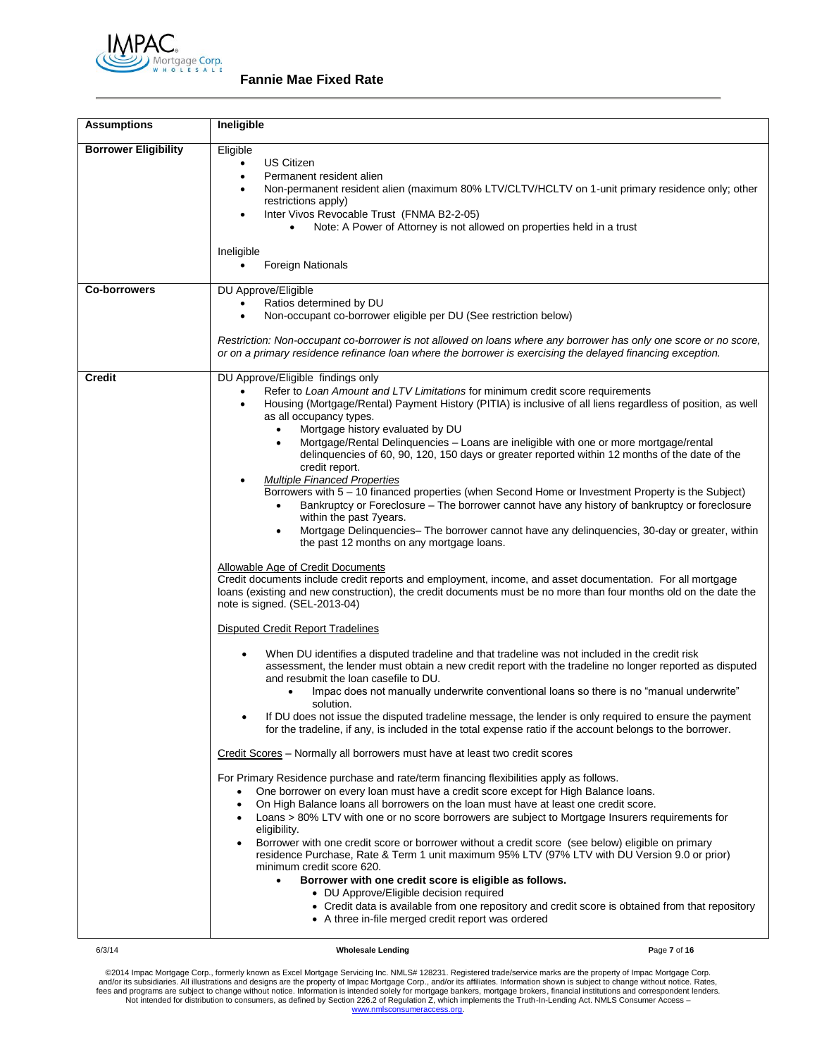**Fannie Mae Fixed Rate**

| Assumptions | Ineligible |
|---|---|
| **Borrower Eligibility** | Eligible<br>• US Citizen<br>• Permanent resident alien<br>• Non-permanent resident alien (maximum 80% LTV/CLTV/HCLTV on 1-unit primary residence only; other restrictions apply)<br>• Inter Vivos Revocable Trust (FNMA B2-2-05)<br>    ◦ Note: A Power of Attorney is not allowed on properties held in a trust<br><br>Ineligible<br>• Foreign Nationals |
| **Co-borrowers** | DU Approve/Eligible<br>• Ratios determined by DU<br>• Non-occupant co-borrower eligible per DU (See restriction below)<br><br>*Restriction: Non-occupant co-borrower is not allowed on loans where any borrower has only one score or no score, or on a primary residence refinance loan where the borrower is exercising the delayed financing exception.* |
| **Credit** | DU Approve/Eligible findings only<br>• Refer to *Loan Amount and LTV Limitations* for minimum credit score requirements<br>• Housing (Mortgage/Rental) Payment History (PITIA) is inclusive of all liens regardless of position, as well as all occupancy types.<br>    ◦ Mortgage history evaluated by DU<br>    ◦ Mortgage/Rental Delinquencies – Loans are ineligible with one or more mortgage/rental delinquencies of 60, 90, 120, 150 days or greater reported within 12 months of the date of the credit report.<br>• *Multiple Financed Properties*<br>Borrowers with 5 – 10 financed properties (when Second Home or Investment Property is the Subject)<br>    ◦ Bankruptcy or Foreclosure – The borrower cannot have any history of bankruptcy or foreclosure within the past 7years.<br>    ◦ Mortgage Delinquencies– The borrower cannot have any delinquencies, 30-day or greater, within the past 12 months on any mortgage loans.<br><br>Allowable Age of Credit Documents<br>Credit documents include credit reports and employment, income, and asset documentation. For all mortgage loans (existing and new construction), the credit documents must be no more than four months old on the date the note is signed. (SEL-2013-04)<br><br>Disputed Credit Report Tradelines<br><br>• When DU identifies a disputed tradeline and that tradeline was not included in the credit risk assessment, the lender must obtain a new credit report with the tradeline no longer reported as disputed and resubmit the loan casefile to DU.<br>    ◦ Impac does not manually underwrite conventional loans so there is no "manual underwrite" solution.<br>• If DU does not issue the disputed tradeline message, the lender is only required to ensure the payment for the tradeline, if any, is included in the total expense ratio if the account belongs to the borrower.<br><br>Credit Scores – Normally all borrowers must have at least two credit scores<br><br>For Primary Residence purchase and rate/term financing flexibilities apply as follows.<br>• One borrower on every loan must have a credit score except for High Balance loans.<br>• On High Balance loans all borrowers on the loan must have at least one credit score.<br>• Loans > 80% LTV with one or no score borrowers are subject to Mortgage Insurers requirements for eligibility.<br>• Borrower with one credit score or borrower without a credit score (see below) eligible on primary residence Purchase, Rate & Term 1 unit maximum 95% LTV (97% LTV with DU Version 9.0 or prior) minimum credit score 620.<br>    ◦ **Borrower with one credit score is eligible as follows.**<br>        ▪ DU Approve/Eligible decision required<br>        ▪ Credit data is available from one repository and credit score is obtained from that repository<br>        ▪ A three in-file merged credit report was ordered |

©2014 Impac Mortgage Corp., formerly known as Excel Mortgage Servicing Inc. NMLS# 128231. Registered trade/service marks are the property of Impac Mortgage Corp. and/or its subsidiaries. All illustrations and designs are the property of Impac Mortgage Corp., and/or its affiliates. Information shown is subject to change without notice. Rates, fees and programs are subject to change without notice. Information is intended solely for mortgage bankers, mortgage brokers, financial institutions and correspondent lenders. Not intended for distribution to consumers, as defined by Section 226.2 of Regulation Z, which implements the Truth-In-Lending Act. NMLS Consumer Access – www.nmlsconsumeraccess.org.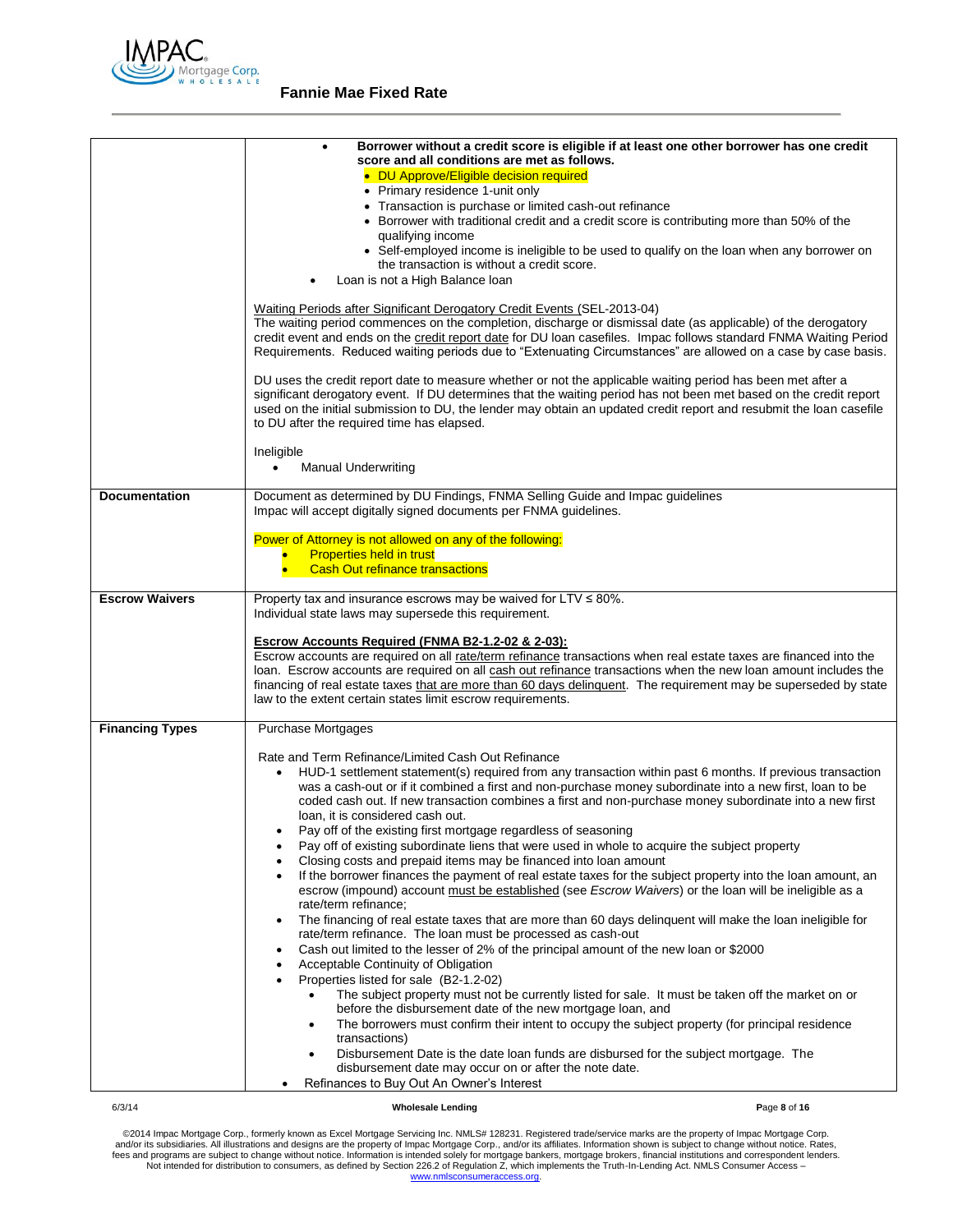| | |
|---|---|
| | • **Borrower without a credit score is eligible if at least one other borrower has one credit score and all conditions are met as follows.**<br>  ◦ DU Approve/Eligible decision required<br>  ◦ Primary residence 1-unit only<br>  ◦ Transaction is purchase or limited cash-out refinance<br>  ◦ Borrower with traditional credit and a credit score is contributing more than 50% of the qualifying income<br>  ◦ Self-employed income is ineligible to be used to qualify on the loan when any borrower on the transaction is without a credit score.<br>• Loan is not a High Balance loan<br><br>Waiting Periods after Significant Derogatory Credit Events (SEL-2013-04)<br>The waiting period commences on the completion, discharge or dismissal date (as applicable) of the derogatory credit event and ends on the credit report date for DU loan casefiles. Impac follows standard FNMA Waiting Period Requirements. Reduced waiting periods due to "Extenuating Circumstances" are allowed on a case by case basis.<br><br>DU uses the credit report date to measure whether or not the applicable waiting period has been met after a significant derogatory event. If DU determines that the waiting period has not been met based on the credit report used on the initial submission to DU, the lender may obtain an updated credit report and resubmit the loan casefile to DU after the required time has elapsed.<br><br>Ineligible<br>• Manual Underwriting |
| **Documentation** | Document as determined by DU Findings, FNMA Selling Guide and Impac guidelines<br>Impac will accept digitally signed documents per FNMA guidelines.<br><br>Power of Attorney is not allowed on any of the following:<br>• Properties held in trust<br>• Cash Out refinance transactions |
| **Escrow Waivers** | Property tax and insurance escrows may be waived for LTV ≤ 80%.<br>Individual state laws may supersede this requirement.<br><br>**Escrow Accounts Required (FNMA B2-1.2-02 & 2-03):**<br>Escrow accounts are required on all rate/term refinance transactions when real estate taxes are financed into the loan. Escrow accounts are required on all cash out refinance transactions when the new loan amount includes the financing of real estate taxes that are more than 60 days delinquent. The requirement may be superseded by state law to the extent certain states limit escrow requirements. |
| **Financing Types** | Purchase Mortgages<br><br>Rate and Term Refinance/Limited Cash Out Refinance<br>• HUD-1 settlement statement(s) required from any transaction within past 6 months. If previous transaction was a cash-out or if it combined a first and non-purchase money subordinate into a new first, loan to be coded cash out. If new transaction combines a first and non-purchase money subordinate into a new first loan, it is considered cash out.<br>• Pay off of the existing first mortgage regardless of seasoning<br>• Pay off of existing subordinate liens that were used in whole to acquire the subject property<br>• Closing costs and prepaid items may be financed into loan amount<br>• If the borrower finances the payment of real estate taxes for the subject property into the loan amount, an escrow (impound) account must be established (see *Escrow Waivers*) or the loan will be ineligible as a rate/term refinance;<br>• The financing of real estate taxes that are more than 60 days delinquent will make the loan ineligible for rate/term refinance. The loan must be processed as cash-out<br>• Cash out limited to the lesser of 2% of the principal amount of the new loan or $2000<br>• Acceptable Continuity of Obligation<br>• Properties listed for sale (B2-1.2-02)<br>  ◦ The subject property must not be currently listed for sale. It must be taken off the market on or before the disbursement date of the new mortgage loan, and<br>  ◦ The borrowers must confirm their intent to occupy the subject property (for principal residence transactions)<br>  ◦ Disbursement Date is the date loan funds are disbursed for the subject mortgage. The disbursement date may occur on or after the note date.<br>• Refinances to Buy Out An Owner's Interest |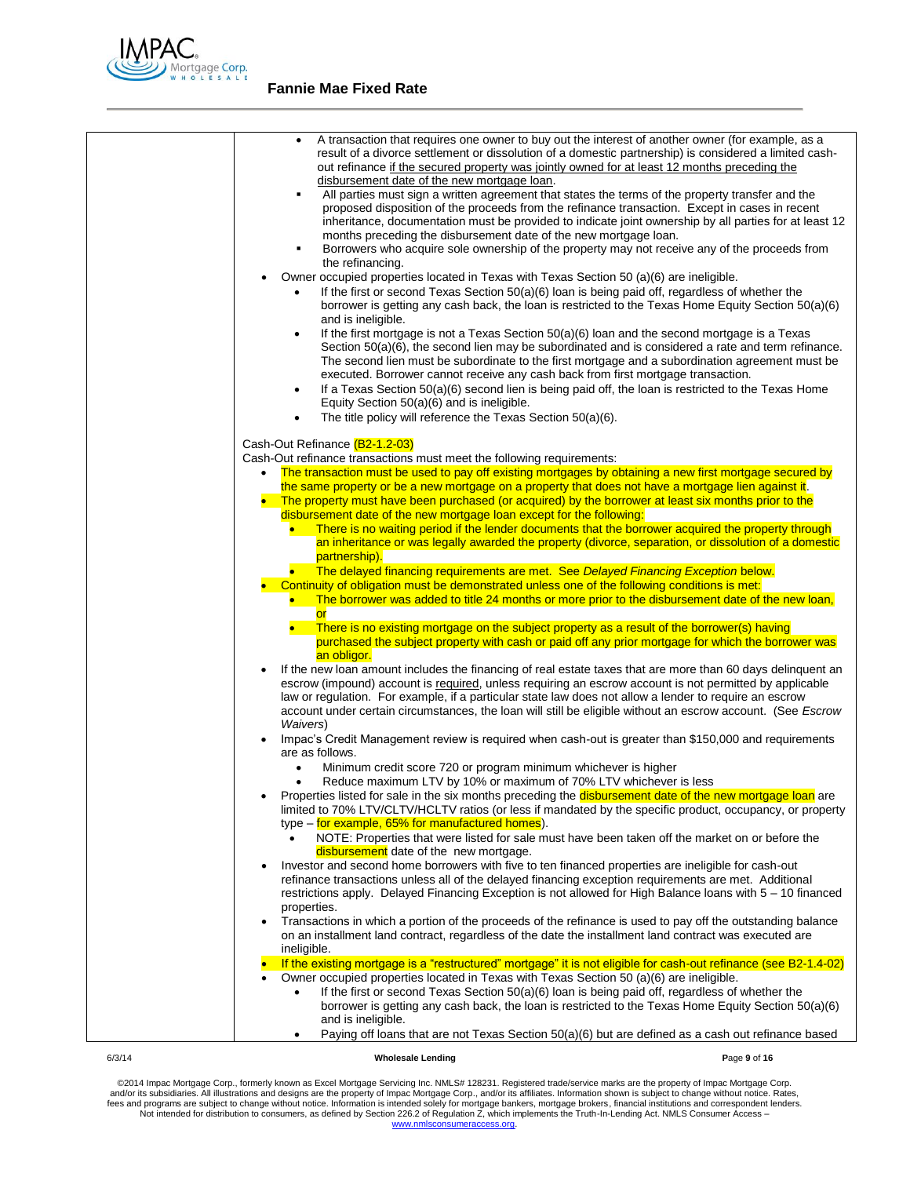## Fannie Mae Fixed Rate

|  |  |
|---|---|
|  | • A transaction that requires one owner to buy out the interest of another owner (for example, as a result of a divorce settlement or dissolution of a domestic partnership) is considered a limited cash-out refinance if the secured property was jointly owned for at least 12 months preceding the disbursement date of the new mortgage loan.<br>▪ All parties must sign a written agreement that states the terms of the property transfer and the proposed disposition of the proceeds from the refinance transaction. Except in cases in recent inheritance, documentation must be provided to indicate joint ownership by all parties for at least 12 months preceding the disbursement date of the new mortgage loan.<br>▪ Borrowers who acquire sole ownership of the property may not receive any of the proceeds from the refinancing.<br>• Owner occupied properties located in Texas with Texas Section 50 (a)(6) are ineligible.<br>• If the first or second Texas Section 50(a)(6) loan is being paid off, regardless of whether the borrower is getting any cash back, the loan is restricted to the Texas Home Equity Section 50(a)(6) and is ineligible.<br>• If the first mortgage is not a Texas Section 50(a)(6) loan and the second mortgage is a Texas Section 50(a)(6), the second lien may be subordinated and is considered a rate and term refinance. The second lien must be subordinate to the first mortgage and a subordination agreement must be executed. Borrower cannot receive any cash back from first mortgage transaction.<br>• If a Texas Section 50(a)(6) second lien is being paid off, the loan is restricted to the Texas Home Equity Section 50(a)(6) and is ineligible.<br>• The title policy will reference the Texas Section 50(a)(6).<br><br>Cash-Out Refinance (B2-1.2-03)<br>Cash-Out refinance transactions must meet the following requirements:<br>• The transaction must be used to pay off existing mortgages by obtaining a new first mortgage secured by the same property or be a new mortgage on a property that does not have a mortgage lien against it.<br>• The property must have been purchased (or acquired) by the borrower at least six months prior to the disbursement date of the new mortgage loan except for the following:<br>• There is no waiting period if the lender documents that the borrower acquired the property through an inheritance or was legally awarded the property (divorce, separation, or dissolution of a domestic partnership).<br>• The delayed financing requirements are met. See *Delayed Financing Exception* below.<br>• Continuity of obligation must be demonstrated unless one of the following conditions is met:<br>• The borrower was added to title 24 months or more prior to the disbursement date of the new loan, or<br>• There is no existing mortgage on the subject property as a result of the borrower(s) having purchased the subject property with cash or paid off any prior mortgage for which the borrower was an obligor.<br>• If the new loan amount includes the financing of real estate taxes that are more than 60 days delinquent an escrow (impound) account is required, unless requiring an escrow account is not permitted by applicable law or regulation. For example, if a particular state law does not allow a lender to require an escrow account under certain circumstances, the loan will still be eligible without an escrow account. (See *Escrow Waivers*)<br>• Impac's Credit Management review is required when cash-out is greater than $150,000 and requirements are as follows.<br>• Minimum credit score 720 or program minimum whichever is higher<br>• Reduce maximum LTV by 10% or maximum of 70% LTV whichever is less<br>• Properties listed for sale in the six months preceding the disbursement date of the new mortgage loan are limited to 70% LTV/CLTV/HCLTV ratios (or less if mandated by the specific product, occupancy, or property type – for example, 65% for manufactured homes).<br>• NOTE: Properties that were listed for sale must have been taken off the market on or before the disbursement date of the new mortgage.<br>• Investor and second home borrowers with five to ten financed properties are ineligible for cash-out refinance transactions unless all of the delayed financing exception requirements are met. Additional restrictions apply. Delayed Financing Exception is not allowed for High Balance loans with 5 – 10 financed properties.<br>• Transactions in which a portion of the proceeds of the refinance is used to pay off the outstanding balance on an installment land contract, regardless of the date the installment land contract was executed are ineligible.<br>• If the existing mortgage is a "restructured" mortgage" it is not eligible for cash-out refinance (see B2-1.4-02)<br>• Owner occupied properties located in Texas with Texas Section 50 (a)(6) are ineligible.<br>• If the first or second Texas Section 50(a)(6) loan is being paid off, regardless of whether the borrower is getting any cash back, the loan is restricted to the Texas Home Equity Section 50(a)(6) and is ineligible.<br>• Paying off loans that are not Texas Section 50(a)(6) but are defined as a cash out refinance based |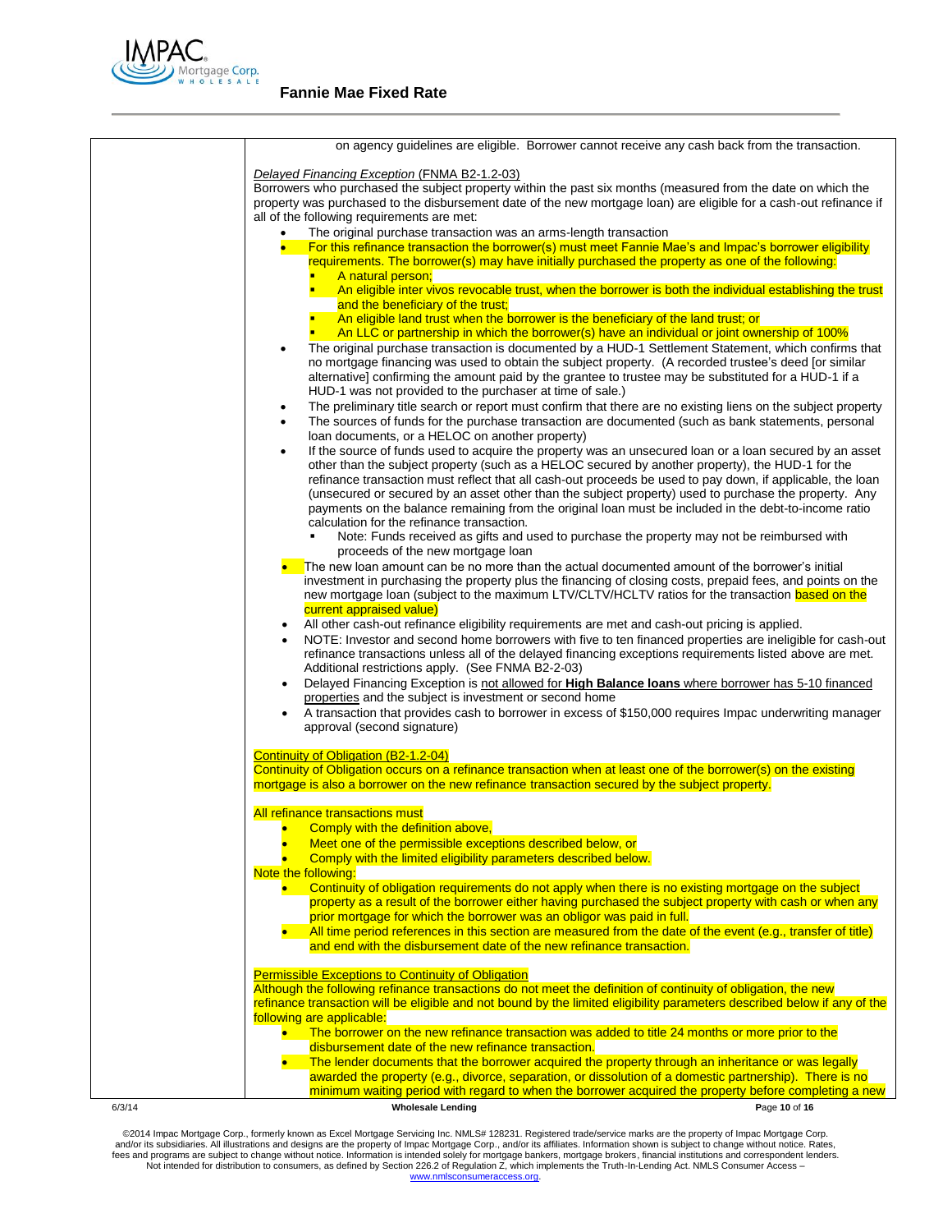on agency guidelines are eligible. Borrower cannot receive any cash back from the transaction.

*Delayed Financing Exception* (FNMA B2-1.2-03)

Borrowers who purchased the subject property within the past six months (measured from the date on which the property was purchased to the disbursement date of the new mortgage loan) are eligible for a cash-out refinance if all of the following requirements are met:

- The original purchase transaction was an arms-length transaction
- For this refinance transaction the borrower(s) must meet Fannie Mae's and Impac's borrower eligibility requirements. The borrower(s) may have initially purchased the property as one of the following:
  - A natural person;
  - An eligible inter vivos revocable trust, when the borrower is both the individual establishing the trust and the beneficiary of the trust;
  - An eligible land trust when the borrower is the beneficiary of the land trust; or
  - An LLC or partnership in which the borrower(s) have an individual or joint ownership of 100%
- The original purchase transaction is documented by a HUD-1 Settlement Statement, which confirms that no mortgage financing was used to obtain the subject property. (A recorded trustee's deed [or similar alternative] confirming the amount paid by the grantee to trustee may be substituted for a HUD-1 if a HUD-1 was not provided to the purchaser at time of sale.)
- The preliminary title search or report must confirm that there are no existing liens on the subject property
- The sources of funds for the purchase transaction are documented (such as bank statements, personal loan documents, or a HELOC on another property)
- If the source of funds used to acquire the property was an unsecured loan or a loan secured by an asset other than the subject property (such as a HELOC secured by another property), the HUD-1 for the refinance transaction must reflect that all cash-out proceeds be used to pay down, if applicable, the loan (unsecured or secured by an asset other than the subject property) used to purchase the property. Any payments on the balance remaining from the original loan must be included in the debt-to-income ratio calculation for the refinance transaction.
  - Note: Funds received as gifts and used to purchase the property may not be reimbursed with proceeds of the new mortgage loan
- The new loan amount can be no more than the actual documented amount of the borrower's initial investment in purchasing the property plus the financing of closing costs, prepaid fees, and points on the new mortgage loan (subject to the maximum LTV/CLTV/HCLTV ratios for the transaction based on the current appraised value)
- All other cash-out refinance eligibility requirements are met and cash-out pricing is applied.
- NOTE: Investor and second home borrowers with five to ten financed properties are ineligible for cash-out refinance transactions unless all of the delayed financing exceptions requirements listed above are met. Additional restrictions apply. (See FNMA B2-2-03)
- Delayed Financing Exception is not allowed for **High Balance loans** where borrower has 5-10 financed properties and the subject is investment or second home
- A transaction that provides cash to borrower in excess of $150,000 requires Impac underwriting manager approval (second signature)

Continuity of Obligation (B2-1.2-04)

Continuity of Obligation occurs on a refinance transaction when at least one of the borrower(s) on the existing mortgage is also a borrower on the new refinance transaction secured by the subject property.

All refinance transactions must

- Comply with the definition above,
- Meet one of the permissible exceptions described below, or
- Comply with the limited eligibility parameters described below.

Note the following:

- Continuity of obligation requirements do not apply when there is no existing mortgage on the subject property as a result of the borrower either having purchased the subject property with cash or when any prior mortgage for which the borrower was an obligor was paid in full.
- All time period references in this section are measured from the date of the event (e.g., transfer of title) and end with the disbursement date of the new refinance transaction.

Permissible Exceptions to Continuity of Obligation

Although the following refinance transactions do not meet the definition of continuity of obligation, the new refinance transaction will be eligible and not bound by the limited eligibility parameters described below if any of the following are applicable:

- The borrower on the new refinance transaction was added to title 24 months or more prior to the disbursement date of the new refinance transaction.
- The lender documents that the borrower acquired the property through an inheritance or was legally awarded the property (e.g., divorce, separation, or dissolution of a domestic partnership). There is no minimum waiting period with regard to when the borrower acquired the property before completing a new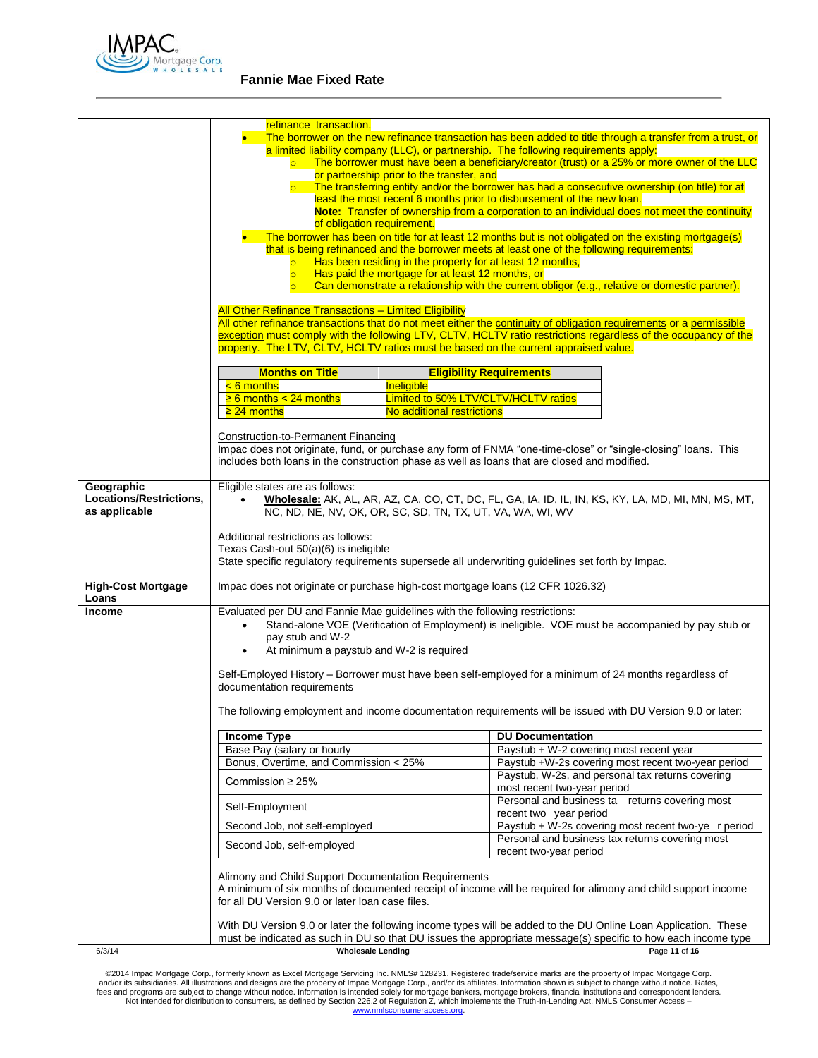| | |
|---|---|
| | refinance transaction.<br>• The borrower on the new refinance transaction has been added to title through a transfer from a trust, or a limited liability company (LLC), or partnership. The following requirements apply:<br>  ○ The borrower must have been a beneficiary/creator (trust) or a 25% or more owner of the LLC or partnership prior to the transfer, and<br>  ○ The transferring entity and/or the borrower has had a consecutive ownership (on title) for at least the most recent 6 months prior to disbursement of the new loan.<br>  **Note:** Transfer of ownership from a corporation to an individual does not meet the continuity of obligation requirement.<br>• The borrower has been on title for at least 12 months but is not obligated on the existing mortgage(s) that is being refinanced and the borrower meets at least one of the following requirements:<br>  ○ Has been residing in the property for at least 12 months,<br>  ○ Has paid the mortgage for at least 12 months, or<br>  ○ Can demonstrate a relationship with the current obligor (e.g., relative or domestic partner).<br><br>All Other Refinance Transactions – Limited Eligibility<br>All other refinance transactions that do not meet either the continuity of obligation requirements or a permissible exception must comply with the following LTV, CLTV, HCLTV ratio restrictions regardless of the occupancy of the property. The LTV, CLTV, HCLTV ratios must be based on the current appraised value.<br><br>**Months on Title** / **Eligibility Requirements**<br>< 6 months — Ineligible<br>≥ 6 months < 24 months — Limited to 50% LTV/CLTV/HCLTV ratios<br>≥ 24 months — No additional restrictions<br><br>Construction-to-Permanent Financing<br>Impac does not originate, fund, or purchase any form of FNMA "one-time-close" or "single-closing" loans. This includes both loans in the construction phase as well as loans that are closed and modified. |
| **Geographic Locations/Restrictions, as applicable** | Eligible states are as follows:<br>• **Wholesale:** AK, AL, AR, AZ, CA, CO, CT, DC, FL, GA, IA, ID, IL, IN, KS, KY, LA, MD, MI, MN, MS, MT, NC, ND, NE, NV, OK, OR, SC, SD, TN, TX, UT, VA, WA, WI, WV<br><br>Additional restrictions as follows:<br>Texas Cash-out 50(a)(6) is ineligible<br>State specific regulatory requirements supersede all underwriting guidelines set forth by Impac. |
| **High-Cost Mortgage Loans** | Impac does not originate or purchase high-cost mortgage loans (12 CFR 1026.32) |
| **Income** | Evaluated per DU and Fannie Mae guidelines with the following restrictions:<br>• Stand-alone VOE (Verification of Employment) is ineligible. VOE must be accompanied by pay stub or pay stub and W-2<br>• At minimum a paystub and W-2 is required<br><br>Self-Employed History – Borrower must have been self-employed for a minimum of 24 months regardless of documentation requirements<br><br>The following employment and income documentation requirements will be issued with DU Version 9.0 or later:<br><br>**Income Type** / **DU Documentation**<br>Base Pay (salary or hourly — Paystub + W-2 covering most recent year<br>Bonus, Overtime, and Commission < 25% — Paystub +W-2s covering most recent two-year period<br>Commission ≥ 25% — Paystub, W-2s, and personal tax returns covering most recent two-year period<br>Self-Employment — Personal and business ta returns covering most recent two year period<br>Second Job, not self-employed — Paystub + W-2s covering most recent two-ye r period<br>Second Job, self-employed — Personal and business tax returns covering most recent two-year period<br><br>Alimony and Child Support Documentation Requirements<br>A minimum of six months of documented receipt of income will be required for alimony and child support income for all DU Version 9.0 or later loan case files.<br><br>With DU Version 9.0 or later the following income types will be added to the DU Online Loan Application. These must be indicated as such in DU so that DU issues the appropriate message(s) specific to how each income type |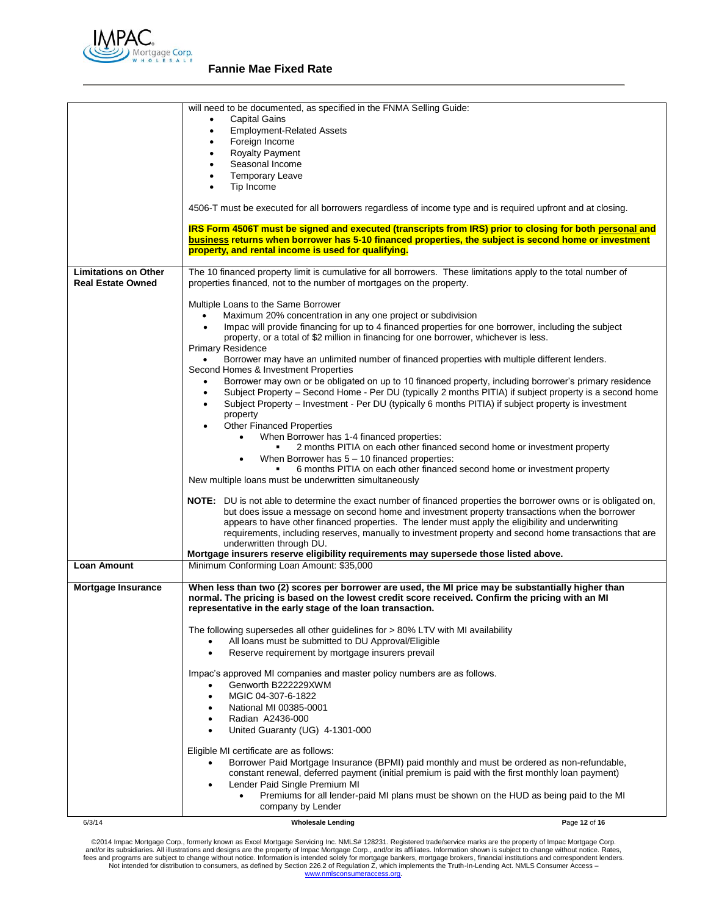| | |
|---|---|
| | will need to be documented, as specified in the FNMA Selling Guide:<br>• Capital Gains<br>• Employment-Related Assets<br>• Foreign Income<br>• Royalty Payment<br>• Seasonal Income<br>• Temporary Leave<br>• Tip Income<br><br>4506-T must be executed for all borrowers regardless of income type and is required upfront and at closing.<br><br>**IRS Form 4506T must be signed and executed (transcripts from IRS) prior to closing for both <u>personal</u> and <u>business</u> returns when borrower has 5-10 financed properties, the subject is second home or investment property, and rental income is used for qualifying.** |
| **Limitations on Other Real Estate Owned** | The 10 financed property limit is cumulative for all borrowers. These limitations apply to the total number of properties financed, not to the number of mortgages on the property.<br><br>Multiple Loans to the Same Borrower<br>• Maximum 20% concentration in any one project or subdivision<br>• Impac will provide financing for up to 4 financed properties for one borrower, including the subject property, or a total of $2 million in financing for one borrower, whichever is less.<br>Primary Residence<br>• Borrower may have an unlimited number of financed properties with multiple different lenders.<br>Second Homes & Investment Properties<br>• Borrower may own or be obligated on up to 10 financed property, including borrower's primary residence<br>• Subject Property – Second Home - Per DU (typically 2 months PITIA) if subject property is a second home<br>• Subject Property – Investment - Per DU (typically 6 months PITIA) if subject property is investment property<br>• Other Financed Properties<br>&nbsp;&nbsp;&nbsp;&nbsp;• When Borrower has 1-4 financed properties:<br>&nbsp;&nbsp;&nbsp;&nbsp;&nbsp;&nbsp;&nbsp;&nbsp;▪ 2 months PITIA on each other financed second home or investment property<br>&nbsp;&nbsp;&nbsp;&nbsp;• When Borrower has 5 – 10 financed properties:<br>&nbsp;&nbsp;&nbsp;&nbsp;&nbsp;&nbsp;&nbsp;&nbsp;▪ 6 months PITIA on each other financed second home or investment property<br>New multiple loans must be underwritten simultaneously<br><br>**NOTE:** DU is not able to determine the exact number of financed properties the borrower owns or is obligated on, but does issue a message on second home and investment property transactions when the borrower appears to have other financed properties. The lender must apply the eligibility and underwriting requirements, including reserves, manually to investment property and second home transactions that are underwritten through DU.<br>**Mortgage insurers reserve eligibility requirements may supersede those listed above.** |
| **Loan Amount** | Minimum Conforming Loan Amount: $35,000 |
| **Mortgage Insurance** | **When less than two (2) scores per borrower are used, the MI price may be substantially higher than normal. The pricing is based on the lowest credit score received. Confirm the pricing with an MI representative in the early stage of the loan transaction.**<br><br>The following supersedes all other guidelines for > 80% LTV with MI availability<br>• All loans must be submitted to DU Approval/Eligible<br>• Reserve requirement by mortgage insurers prevail<br><br>Impac's approved MI companies and master policy numbers are as follows.<br>• Genworth B222229XWM<br>• MGIC 04-307-6-1822<br>• National MI 00385-0001<br>• Radian A2436-000<br>• United Guaranty (UG) 4-1301-000<br><br>Eligible MI certificate are as follows:<br>• Borrower Paid Mortgage Insurance (BPMI) paid monthly and must be ordered as non-refundable, constant renewal, deferred payment (initial premium is paid with the first monthly loan payment)<br>• Lender Paid Single Premium MI<br>&nbsp;&nbsp;&nbsp;&nbsp;• Premiums for all lender-paid MI plans must be shown on the HUD as being paid to the MI company by Lender |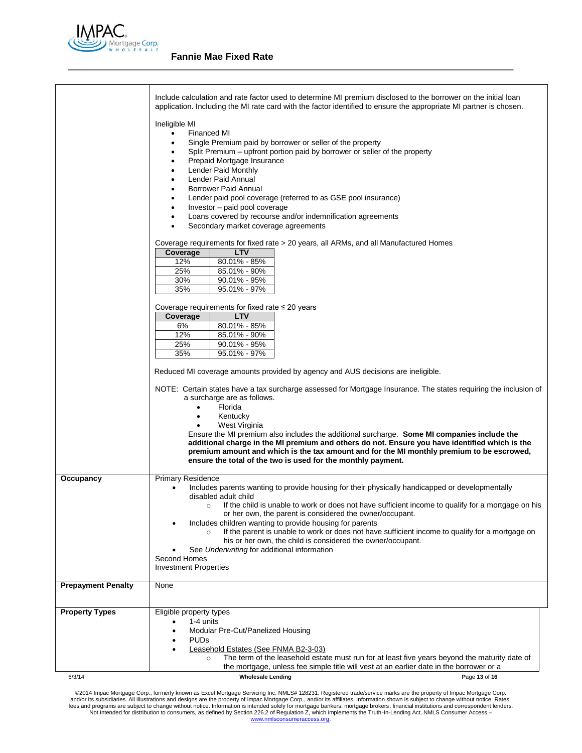## Fannie Mae Fixed Rate

| | |
|---|---|
| | Include calculation and rate factor used to determine MI premium disclosed to the borrower on the initial loan application. Including the MI rate card with the factor identified to ensure the appropriate MI partner is chosen. |

Ineligible MI

- Financed MI
- Single Premium paid by borrower or seller of the property
- Split Premium – upfront portion paid by borrower or seller of the property
- Prepaid Mortgage Insurance
- Lender Paid Monthly
- Lender Paid Annual
- Borrower Paid Annual
- Lender paid pool coverage (referred to as GSE pool insurance)
- Investor – paid pool coverage
- Loans covered by recourse and/or indemnification agreements
- Secondary market coverage agreements

Coverage requirements for fixed rate > 20 years, all ARMs, and all Manufactured Homes

| Coverage | LTV |
|---|---|
| 12% | 80.01% - 85% |
| 25% | 85.01% - 90% |
| 30% | 90.01% - 95% |
| 35% | 95.01% - 97% |

Coverage requirements for fixed rate ≤ 20 years

| Coverage | LTV |
|---|---|
| 6% | 80.01% - 85% |
| 12% | 85.01% - 90% |
| 25% | 90.01% - 95% |
| 35% | 95.01% - 97% |

Reduced MI coverage amounts provided by agency and AUS decisions are ineligible.

NOTE: Certain states have a tax surcharge assessed for Mortgage Insurance. The states requiring the inclusion of a surcharge are as follows.

- Florida
- Kentucky
- West Virginia

Ensure the MI premium also includes the additional surcharge. **Some MI companies include the additional charge in the MI premium and others do not. Ensure you have identified which is the premium amount and which is the tax amount and for the MI monthly premium to be escrowed, ensure the total of the two is used for the monthly payment.**

**Occupancy**

Primary Residence

- Includes parents wanting to provide housing for their physically handicapped or developmentally disabled adult child
  - If the child is unable to work or does not have sufficient income to qualify for a mortgage on his or her own, the parent is considered the owner/occupant.
- Includes children wanting to provide housing for parents
  - If the parent is unable to work or does not have sufficient income to qualify for a mortgage on his or her own, the child is considered the owner/occupant.
- See *Underwriting* for additional information

Second Homes

Investment Properties

**Prepayment Penalty**

None

**Property Types**

Eligible property types

- 1-4 units
- Modular Pre-Cut/Panelized Housing
- PUDs
- Leasehold Estates (See FNMA B2-3-03)
  - The term of the leasehold estate must run for at least five years beyond the maturity date of the mortgage, unless fee simple title will vest at an earlier date in the borrower or a

©2014 Impac Mortgage Corp., formerly known as Excel Mortgage Servicing Inc. NMLS# 128231. Registered trade/service marks are the property of Impac Mortgage Corp. and/or its subsidiaries. All illustrations and designs are the property of Impac Mortgage Corp., and/or its affiliates. Information shown is subject to change without notice. Rates, fees and programs are subject to change without notice. Information is intended solely for mortgage bankers, mortgage brokers, financial institutions and correspondent lenders. Not intended for distribution to consumers, as defined by Section 226.2 of Regulation Z, which implements the Truth-In-Lending Act. NMLS Consumer Access – www.nmlsconsumeraccess.org.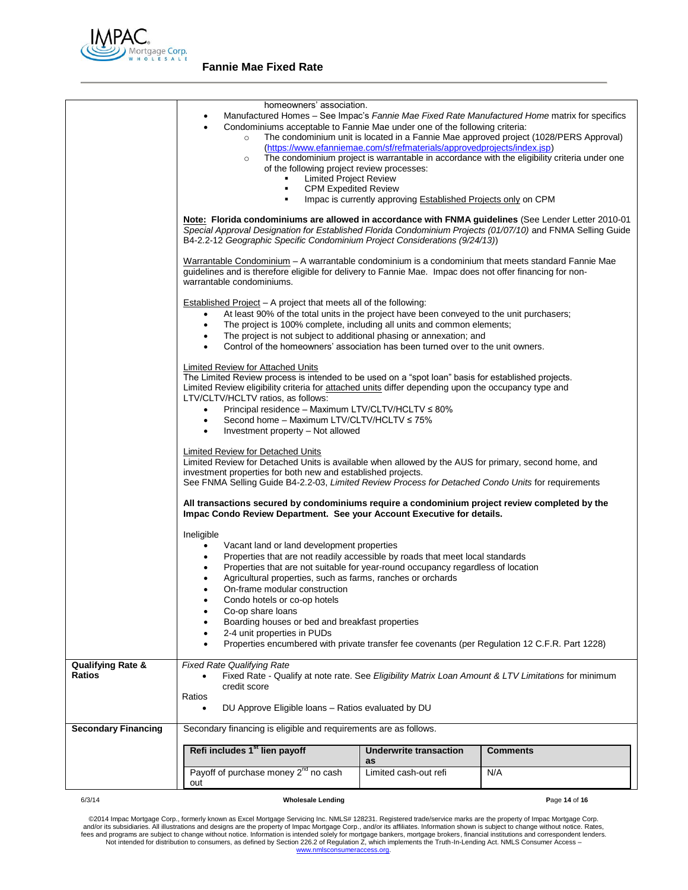| | |
|---|---|
| | homeowners' association.<br>• Manufactured Homes – See Impac's *Fannie Mae Fixed Rate Manufactured Home* matrix for specifics<br>• Condominiums acceptable to Fannie Mae under one of the following criteria:<br>  ○ The condominium unit is located in a Fannie Mae approved project (1028/PERS Approval) (https://www.efanniemae.com/sf/refmaterials/approvedprojects/index.jsp)<br>  ○ The condominium project is warrantable in accordance with the eligibility criteria under one of the following project review processes:<br>    ▪ Limited Project Review<br>    ▪ CPM Expedited Review<br>    ▪ Impac is currently approving Established Projects only on CPM<br><br>**Note: Florida condominiums are allowed in accordance with FNMA guidelines** (See Lender Letter 2010-01 *Special Approval Designation for Established Florida Condominium Projects (01/07/10)* and FNMA Selling Guide B4-2.2-12 *Geographic Specific Condominium Project Considerations (9/24/13)*)<br><br>Warrantable Condominium – A warrantable condominium is a condominium that meets standard Fannie Mae guidelines and is therefore eligible for delivery to Fannie Mae. Impac does not offer financing for non-warrantable condominiums.<br><br>Established Project – A project that meets all of the following:<br>• At least 90% of the total units in the project have been conveyed to the unit purchasers;<br>• The project is 100% complete, including all units and common elements;<br>• The project is not subject to additional phasing or annexation; and<br>• Control of the homeowners' association has been turned over to the unit owners.<br><br>Limited Review for Attached Units<br>The Limited Review process is intended to be used on a "spot loan" basis for established projects. Limited Review eligibility criteria for attached units differ depending upon the occupancy type and LTV/CLTV/HCLTV ratios, as follows:<br>• Principal residence – Maximum LTV/CLTV/HCLTV ≤ 80%<br>• Second home – Maximum LTV/CLTV/HCLTV ≤ 75%<br>• Investment property – Not allowed<br><br>Limited Review for Detached Units<br>Limited Review for Detached Units is available when allowed by the AUS for primary, second home, and investment properties for both new and established projects.<br>See FNMA Selling Guide B4-2.2-03, *Limited Review Process for Detached Condo Units* for requirements<br><br>**All transactions secured by condominiums require a condominium project review completed by the Impac Condo Review Department. See your Account Executive for details.**<br><br>Ineligible<br>• Vacant land or land development properties<br>• Properties that are not readily accessible by roads that meet local standards<br>• Properties that are not suitable for year-round occupancy regardless of location<br>• Agricultural properties, such as farms, ranches or orchards<br>• On-frame modular construction<br>• Condo hotels or co-op hotels<br>• Co-op share loans<br>• Boarding houses or bed and breakfast properties<br>• 2-4 unit properties in PUDs<br>• Properties encumbered with private transfer fee covenants (per Regulation 12 C.F.R. Part 1228) |
| **Qualifying Rate & Ratios** | *Fixed Rate Qualifying Rate*<br>• Fixed Rate - Qualify at note rate. See *Eligibility Matrix Loan Amount & LTV Limitations* for minimum credit score<br>Ratios<br>• DU Approve Eligible loans – Ratios evaluated by DU |
| **Secondary Financing** | Secondary financing is eligible and requirements are as follows. |

| Refi includes 1st lien payoff | Underwrite transaction as | Comments |
|---|---|---|
| Payoff of purchase money 2nd no cash out | Limited cash-out refi | N/A |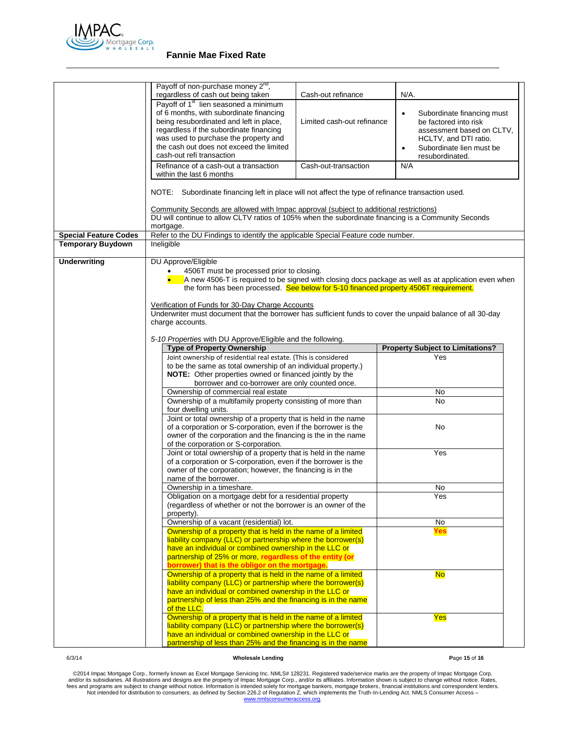## Fannie Mae Fixed Rate

| | | | |
|---|---|---|---|
| | Payoff of non-purchase money 2nd, regardless of cash out being taken | Cash-out refinance | N/A. |
| | Payoff of 1st lien seasoned a minimum of 6 months, with subordinate financing being resubordinated and left in place, regardless if the subordinate financing was used to purchase the property and the cash out does not exceed the limited cash-out refi transaction | Limited cash-out refinance | • Subordinate financing must be factored into risk assessment based on CLTV, HCLTV, and DTI ratio. • Subordinate lien must be resubordinated. |
| | Refinance of a cash-out a transaction within the last 6 months | Cash-out-transaction | N/A |

NOTE: Subordinate financing left in place will not affect the type of refinance transaction used.

Community Seconds are allowed with Impac approval (subject to additional restrictions)
DU will continue to allow CLTV ratios of 105% when the subordinate financing is a Community Seconds mortgage.

**Special Feature Codes**: Refer to the DU Findings to identify the applicable Special Feature code number.

**Temporary Buydown**: Ineligible

**Underwriting**

DU Approve/Eligible

- 4506T must be processed prior to closing.
- A new 4506-T is required to be signed with closing docs package as well as at application even when the form has been processed. See below for 5-10 financed property 4506T requirement.

Verification of Funds for 30-Day Charge Accounts
Underwriter must document that the borrower has sufficient funds to cover the unpaid balance of all 30-day charge accounts.

*5-10 Properties* with DU Approve/Eligible and the following.

| Type of Property Ownership | Property Subject to Limitations? |
|---|---|
| Joint ownership of residential real estate. (This is considered to be the same as total ownership of an individual property.) **NOTE:** Other properties owned or financed jointly by the borrower and co-borrower are only counted once. | Yes |
| Ownership of commercial real estate | No |
| Ownership of a multifamily property consisting of more than four dwelling units. | No |
| Joint or total ownership of a property that is held in the name of a corporation or S-corporation, even if the borrower is the owner of the corporation and the financing is the in the name of the corporation or S-corporation. | No |
| Joint or total ownership of a property that is held in the name of a corporation or S-corporation, even if the borrower is the owner of the corporation; however, the financing is in the name of the borrower. | Yes |
| Ownership in a timeshare. | No |
| Obligation on a mortgage debt for a residential property (regardless of whether or not the borrower is an owner of the property). | Yes |
| Ownership of a vacant (residential) lot. | No |
| Ownership of a property that is held in the name of a limited liability company (LLC) or partnership where the borrower(s) have an individual or combined ownership in the LLC or partnership of 25% or more, **regardless of the entity (or borrower) that is the obligor on the mortgage.** | **Yes** |
| Ownership of a property that is held in the name of a limited liability company (LLC) or partnership where the borrower(s) have an individual or combined ownership in the LLC or partnership of less than 25% and the financing is in the name of the LLC. | No |
| Ownership of a property that is held in the name of a limited liability company (LLC) or partnership where the borrower(s) have an individual or combined ownership in the LLC or partnership of less than 25% and the financing is in the name | Yes |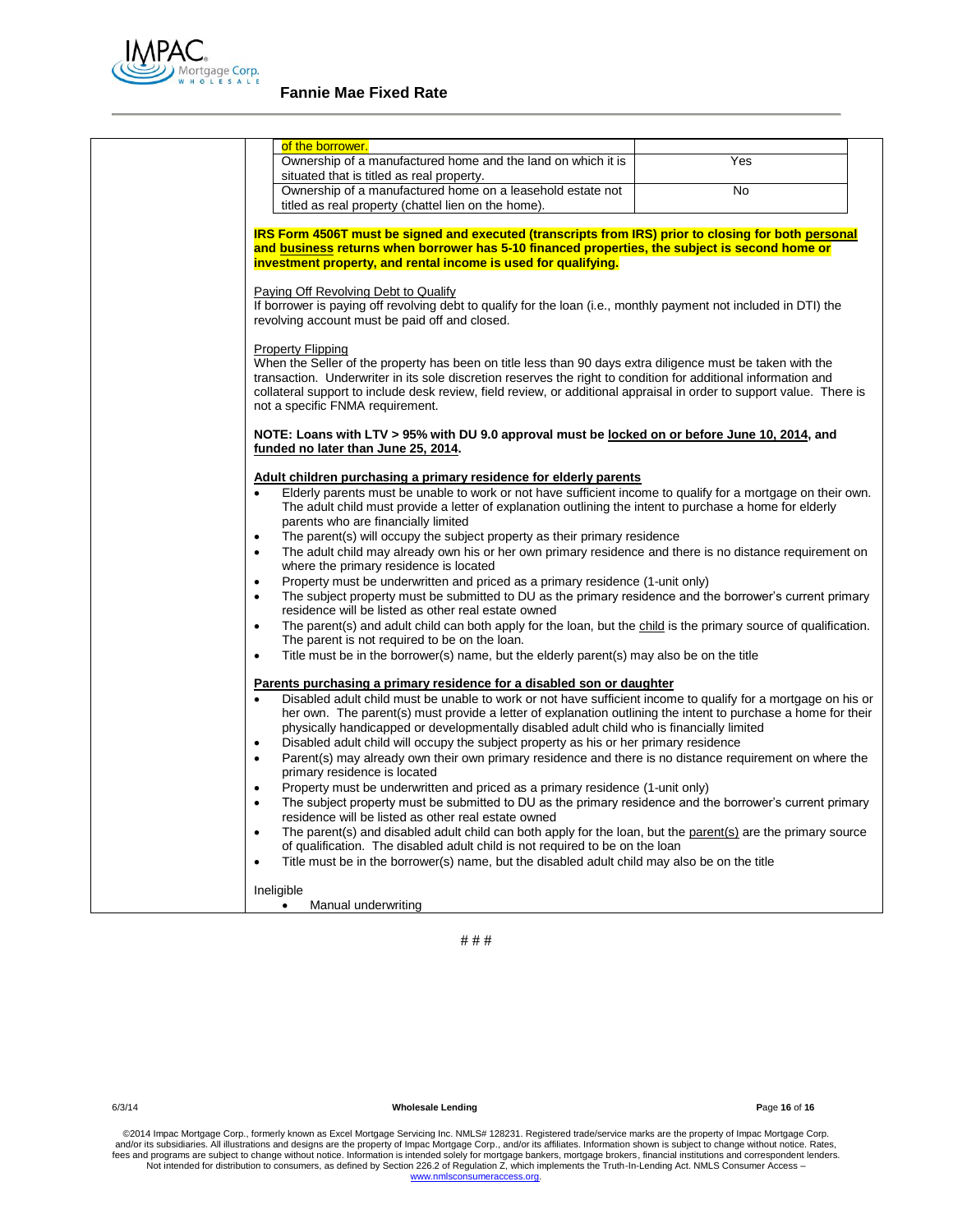| | |
|---|---|
| of the borrower. | |
| Ownership of a manufactured home and the land on which it is situated that is titled as real property. | Yes |
| Ownership of a manufactured home on a leasehold estate not titled as real property (chattel lien on the home). | No |

**IRS Form 4506T must be signed and executed (transcripts from IRS) prior to closing for both personal and business returns when borrower has 5-10 financed properties, the subject is second home or investment property, and rental income is used for qualifying.**

Paying Off Revolving Debt to Qualify

If borrower is paying off revolving debt to qualify for the loan (i.e., monthly payment not included in DTI) the revolving account must be paid off and closed.

Property Flipping

When the Seller of the property has been on title less than 90 days extra diligence must be taken with the transaction. Underwriter in its sole discretion reserves the right to condition for additional information and collateral support to include desk review, field review, or additional appraisal in order to support value. There is not a specific FNMA requirement.

**NOTE: Loans with LTV > 95% with DU 9.0 approval must be locked on or before June 10, 2014, and funded no later than June 25, 2014.**

**Adult children purchasing a primary residence for elderly parents**

- Elderly parents must be unable to work or not have sufficient income to qualify for a mortgage on their own. The adult child must provide a letter of explanation outlining the intent to purchase a home for elderly parents who are financially limited
- The parent(s) will occupy the subject property as their primary residence
- The adult child may already own his or her own primary residence and there is no distance requirement on where the primary residence is located
- Property must be underwritten and priced as a primary residence (1-unit only)
- The subject property must be submitted to DU as the primary residence and the borrower's current primary residence will be listed as other real estate owned
- The parent(s) and adult child can both apply for the loan, but the child is the primary source of qualification. The parent is not required to be on the loan.
- Title must be in the borrower(s) name, but the elderly parent(s) may also be on the title

**Parents purchasing a primary residence for a disabled son or daughter**

- Disabled adult child must be unable to work or not have sufficient income to qualify for a mortgage on his or her own. The parent(s) must provide a letter of explanation outlining the intent to purchase a home for their physically handicapped or developmentally disabled adult child who is financially limited
- Disabled adult child will occupy the subject property as his or her primary residence
- Parent(s) may already own their own primary residence and there is no distance requirement on where the primary residence is located
- Property must be underwritten and priced as a primary residence (1-unit only)
- The subject property must be submitted to DU as the primary residence and the borrower's current primary residence will be listed as other real estate owned
- The parent(s) and disabled adult child can both apply for the loan, but the parent(s) are the primary source of qualification. The disabled adult child is not required to be on the loan
- Title must be in the borrower(s) name, but the disabled adult child may also be on the title

Ineligible

- Manual underwriting

# # #

©2014 Impac Mortgage Corp., formerly known as Excel Mortgage Servicing Inc. NMLS# 128231. Registered trade/service marks are the property of Impac Mortgage Corp. and/or its subsidiaries. All illustrations and designs are the property of Impac Mortgage Corp., and/or its affiliates. Information shown is subject to change without notice. Rates, fees and programs are subject to change without notice. Information is intended solely for mortgage bankers, mortgage brokers, financial institutions and correspondent lenders. Not intended for distribution to consumers, as defined by Section 226.2 of Regulation Z, which implements the Truth-In-Lending Act. NMLS Consumer Access – www.nmlsconsumeraccess.org.